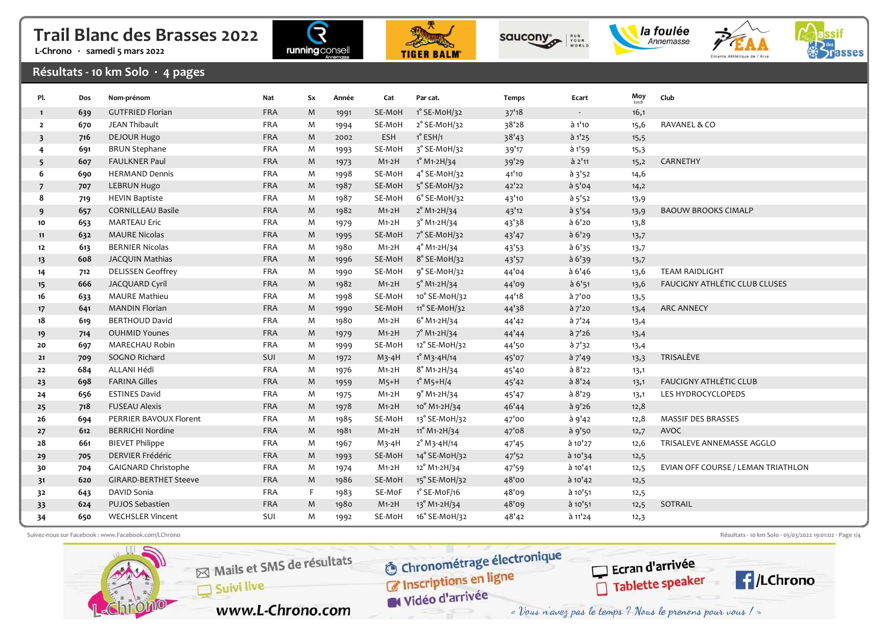# Trail Blanc des Brasses 2022

L-Chrono · samedi 5 mars 2022

## Résultats - 10 km Solo · 4 pages

| Pl. | Dos | Nom-prénom | Nat | Sx | Année | Cat | Par cat. | Temps | Ecart | Moy km/h | Club |
|---|---|---|---|---|---|---|---|---|---|---|---|
| 1 | 639 | GUTFRIED Florian | FRA | M | 1991 | SE-MoH | 1° SE-MoH/32 | 37'18 | - | 16,1 | |
| 2 | 670 | JEAN Thibault | FRA | M | 1994 | SE-MoH | 2° SE-MoH/32 | 38'28 | à 1'10 | 15,6 | RAVANEL & CO |
| 3 | 716 | DEJOUR Hugo | FRA | M | 2002 | ESH | 1° ESH/1 | 38'43 | à 1'25 | 15,5 | |
| 4 | 691 | BRUN Stephane | FRA | M | 1993 | SE-MoH | 3° SE-MoH/32 | 39'17 | à 1'59 | 15,3 | |
| 5 | 607 | FAULKNER Paul | FRA | M | 1973 | M1-2H | 1° M1-2H/34 | 39'29 | à 2'11 | 15,2 | CARNETHY |
| 6 | 690 | HERMAND Dennis | FRA | M | 1998 | SE-MoH | 4° SE-MoH/32 | 41'10 | à 3'52 | 14,6 | |
| 7 | 707 | LEBRUN Hugo | FRA | M | 1987 | SE-MoH | 5° SE-MoH/32 | 42'22 | à 5'04 | 14,2 | |
| 8 | 719 | HEVIN Baptiste | FRA | M | 1987 | SE-MoH | 6° SE-MoH/32 | 43'10 | à 5'52 | 13,9 | |
| 9 | 657 | CORNILLEAU Basile | FRA | M | 1982 | M1-2H | 2° M1-2H/34 | 43'12 | à 5'54 | 13,9 | BAOUW BROOKS CIMALP |
| 10 | 653 | MARTEAU Eric | FRA | M | 1979 | M1-2H | 3° M1-2H/34 | 43'38 | à 6'20 | 13,8 | |
| 11 | 632 | MAURE Nicolas | FRA | M | 1995 | SE-MoH | 7° SE-MoH/32 | 43'47 | à 6'29 | 13,7 | |
| 12 | 613 | BERNIER Nicolas | FRA | M | 1980 | M1-2H | 4° M1-2H/34 | 43'53 | à 6'35 | 13,7 | |
| 13 | 608 | JACQUIN Mathias | FRA | M | 1996 | SE-MoH | 8° SE-MoH/32 | 43'57 | à 6'39 | 13,7 | |
| 14 | 712 | DELISSEN Geoffrey | FRA | M | 1990 | SE-MoH | 9° SE-MoH/32 | 44'04 | à 6'46 | 13,6 | TEAM RAIDLIGHT |
| 15 | 666 | JACQUARD Cyril | FRA | M | 1982 | M1-2H | 5° M1-2H/34 | 44'09 | à 6'51 | 13,6 | FAUCIGNY ATHLÉTIC CLUB CLUSES |
| 16 | 633 | MAURE Mathieu | FRA | M | 1998 | SE-MoH | 10° SE-MoH/32 | 44'18 | à 7'00 | 13,5 | |
| 17 | 641 | MANDIN Florian | FRA | M | 1990 | SE-MoH | 11° SE-MoH/32 | 44'38 | à 7'20 | 13,4 | ARC ANNECY |
| 18 | 619 | BERTHOUD David | FRA | M | 1980 | M1-2H | 6° M1-2H/34 | 44'42 | à 7'24 | 13,4 | |
| 19 | 714 | OUHMID Younes | FRA | M | 1979 | M1-2H | 7° M1-2H/34 | 44'44 | à 7'26 | 13,4 | |
| 20 | 697 | MARECHAU Robin | FRA | M | 1999 | SE-MoH | 12° SE-MoH/32 | 44'50 | à 7'32 | 13,4 | |
| 21 | 709 | SOGNO Richard | SUI | M | 1972 | M3-4H | 1° M3-4H/14 | 45'07 | à 7'49 | 13,3 | TRISALÈVE |
| 22 | 684 | ALLANI Hédi | FRA | M | 1976 | M1-2H | 8° M1-2H/34 | 45'40 | à 8'22 | 13,1 | |
| 23 | 698 | FARINA Gilles | FRA | M | 1959 | M5+H | 1° M5+H/4 | 45'42 | à 8'24 | 13,1 | FAUCIGNY ATHLÉTIC CLUB |
| 24 | 656 | ESTINES David | FRA | M | 1975 | M1-2H | 9° M1-2H/34 | 45'47 | à 8'29 | 13,1 | LES HYDROCYCLOPEDS |
| 25 | 718 | FUSEAU Alexis | FRA | M | 1978 | M1-2H | 10° M1-2H/34 | 46'44 | à 9'26 | 12,8 | |
| 26 | 694 | PERRIER BAVOUX Florent | FRA | M | 1985 | SE-MoH | 13° SE-MoH/32 | 47'00 | à 9'42 | 12,8 | MASSIF DES BRASSES |
| 27 | 612 | BERRICHI Nordine | FRA | M | 1981 | M1-2H | 11° M1-2H/34 | 47'08 | à 9'50 | 12,7 | AVOC |
| 28 | 661 | BIEVET Philippe | FRA | M | 1967 | M3-4H | 2° M3-4H/14 | 47'45 | à 10'27 | 12,6 | TRISALEVE ANNEMASSE AGGLO |
| 29 | 705 | DERVIER Frédéric | FRA | M | 1993 | SE-MoH | 14° SE-MoH/32 | 47'52 | à 10'34 | 12,5 | |
| 30 | 704 | GAIGNARD Christophe | FRA | M | 1974 | M1-2H | 12° M1-2H/34 | 47'59 | à 10'41 | 12,5 | EVIAN OFF COURSE / LEMAN TRIATHLON |
| 31 | 620 | GIRARD-BERTHET Steeve | FRA | M | 1986 | SE-MoH | 15° SE-MoH/32 | 48'00 | à 10'42 | 12,5 | |
| 32 | 643 | DAVID Sonia | FRA | F | 1983 | SE-MoF | 1° SE-MoF/16 | 48'09 | à 10'51 | 12,5 | |
| 33 | 624 | PUJOS Sebastien | FRA | M | 1980 | M1-2H | 13° M1-2H/34 | 48'09 | à 10'51 | 12,5 | SOTRAIL |
| 34 | 650 | WECHSLER Vincent | SUI | M | 1992 | SE-MoH | 16° SE-MoH/32 | 48'42 | à 11'24 | 12,3 | |

Suivez-nous sur Facebook : www.Facebook.com/LChrono

Résultats - 10 km Solo · 05/03/2022 19:01:02

Mails et SMS de résultats · Suivi live · www.L-Chrono.com · Chronométrage électronique · Inscriptions en ligne · Vidéo d'arrivée · Ecran d'arrivée · Tablette speaker · /LChrono

« Vous n'avez pas le temps ? Nous le prenons pour vous ! »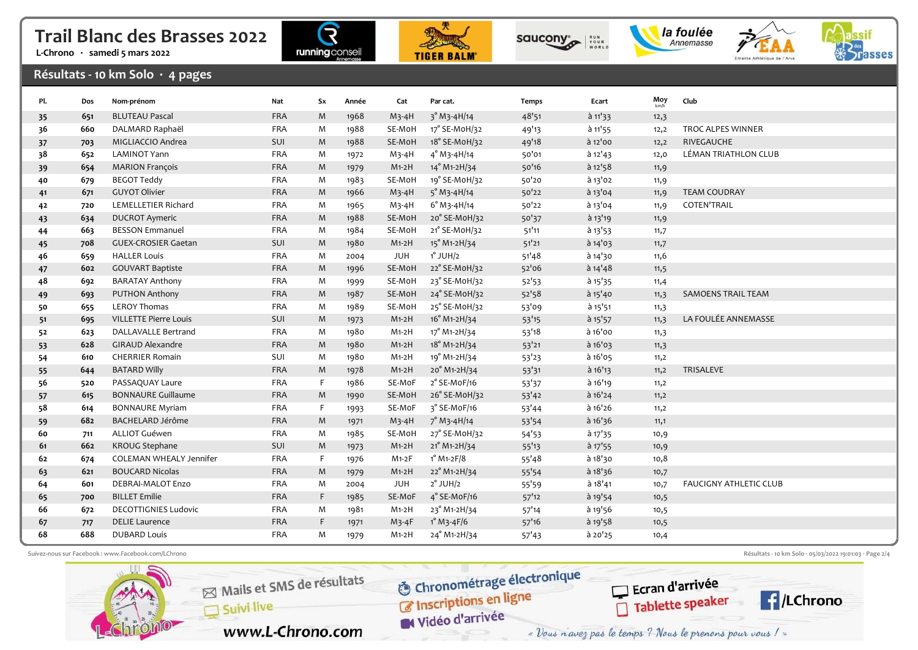# Trail Blanc des Brasses 2022

L-Chrono · samedi 5 mars 2022

## Résultats - 10 km Solo · 4 pages

| Pl. | Dos | Nom-prénom | Nat | Sx | Année | Cat | Par cat. | Temps | Ecart | Moy km/h | Club |
|---|---|---|---|---|---|---|---|---|---|---|---|
| 35 | 651 | BLUTEAU Pascal | FRA | M | 1968 | M3-4H | 3° M3-4H/14 | 48'51 | à 11'33 | 12,3 | |
| 36 | 660 | DALMARD Raphaël | FRA | M | 1988 | SE-MoH | 17° SE-MoH/32 | 49'13 | à 11'55 | 12,2 | TROC ALPES WINNER |
| 37 | 703 | MIGLIACCIO Andrea | SUI | M | 1988 | SE-MoH | 18° SE-MoH/32 | 49'18 | à 12'00 | 12,2 | RIVEGAUCHE |
| 38 | 652 | LAMINOT Yann | FRA | M | 1972 | M3-4H | 4° M3-4H/14 | 50'01 | à 12'43 | 12,0 | LÉMAN TRIATHLON CLUB |
| 39 | 654 | MARION François | FRA | M | 1979 | M1-2H | 14° M1-2H/34 | 50'16 | à 12'58 | 11,9 | |
| 40 | 679 | BEGOT Teddy | FRA | M | 1983 | SE-MoH | 19° SE-MoH/32 | 50'20 | à 13'02 | 11,9 | |
| 41 | 671 | GUYOT Olivier | FRA | M | 1966 | M3-4H | 5° M3-4H/14 | 50'22 | à 13'04 | 11,9 | TEAM COUDRAY |
| 42 | 720 | LEMELLETIER Richard | FRA | M | 1965 | M3-4H | 6° M3-4H/14 | 50'22 | à 13'04 | 11,9 | COTEN'TRAIL |
| 43 | 634 | DUCROT Aymeric | FRA | M | 1988 | SE-MoH | 20° SE-MoH/32 | 50'37 | à 13'19 | 11,9 | |
| 44 | 663 | BESSON Emmanuel | FRA | M | 1984 | SE-MoH | 21° SE-MoH/32 | 51'11 | à 13'53 | 11,7 | |
| 45 | 708 | GUEX-CROSIER Gaetan | SUI | M | 1980 | M1-2H | 15° M1-2H/34 | 51'21 | à 14'03 | 11,7 | |
| 46 | 659 | HALLER Louis | FRA | M | 2004 | JUH | 1° JUH/2 | 51'48 | à 14'30 | 11,6 | |
| 47 | 602 | GOUVART Baptiste | FRA | M | 1996 | SE-MoH | 22° SE-MoH/32 | 52'06 | à 14'48 | 11,5 | |
| 48 | 692 | BARATAY Anthony | FRA | M | 1999 | SE-MoH | 23° SE-MoH/32 | 52'53 | à 15'35 | 11,4 | |
| 49 | 693 | PUTHON Anthony | FRA | M | 1987 | SE-MoH | 24° SE-MoH/32 | 52'58 | à 15'40 | 11,3 | SAMOENS TRAIL TEAM |
| 50 | 655 | LEROY Thomas | FRA | M | 1989 | SE-MoH | 25° SE-MoH/32 | 53'09 | à 15'51 | 11,3 | |
| 51 | 695 | VILLETTE Pierre Louis | SUI | M | 1973 | M1-2H | 16° M1-2H/34 | 53'15 | à 15'57 | 11,3 | LA FOULÉE ANNEMASSE |
| 52 | 623 | DALLAVALLE Bertrand | FRA | M | 1980 | M1-2H | 17° M1-2H/34 | 53'18 | à 16'00 | 11,3 | |
| 53 | 628 | GIRAUD Alexandre | FRA | M | 1980 | M1-2H | 18° M1-2H/34 | 53'21 | à 16'03 | 11,3 | |
| 54 | 610 | CHERRIER Romain | SUI | M | 1980 | M1-2H | 19° M1-2H/34 | 53'23 | à 16'05 | 11,2 | |
| 55 | 644 | BATARD Willy | FRA | M | 1978 | M1-2H | 20° M1-2H/34 | 53'31 | à 16'13 | 11,2 | TRISALEVE |
| 56 | 520 | PASSAQUAY Laure | FRA | F | 1986 | SE-MoF | 2° SE-MoF/16 | 53'37 | à 16'19 | 11,2 | |
| 57 | 615 | BONNAURE Guillaume | FRA | M | 1990 | SE-MoH | 26° SE-MoH/32 | 53'42 | à 16'24 | 11,2 | |
| 58 | 614 | BONNAURE Myriam | FRA | F | 1993 | SE-MoF | 3° SE-MoF/16 | 53'44 | à 16'26 | 11,2 | |
| 59 | 682 | BACHELARD Jérôme | FRA | M | 1971 | M3-4H | 7° M3-4H/14 | 53'54 | à 16'36 | 11,1 | |
| 60 | 711 | ALLIOT Guéwen | FRA | M | 1985 | SE-MoH | 27° SE-MoH/32 | 54'53 | à 17'35 | 10,9 | |
| 61 | 662 | KROUG Stephane | SUI | M | 1973 | M1-2H | 21° M1-2H/34 | 55'13 | à 17'55 | 10,9 | |
| 62 | 674 | COLEMAN WHEALY Jennifer | FRA | F | 1976 | M1-2F | 1° M1-2F/8 | 55'48 | à 18'30 | 10,8 | |
| 63 | 621 | BOUCARD Nicolas | FRA | M | 1979 | M1-2H | 22° M1-2H/34 | 55'54 | à 18'36 | 10,7 | |
| 64 | 601 | DEBRAI-MALOT Enzo | FRA | M | 2004 | JUH | 2° JUH/2 | 55'59 | à 18'41 | 10,7 | FAUCIGNY ATHLETIC CLUB |
| 65 | 700 | BILLET Emilie | FRA | F | 1985 | SE-MoF | 4° SE-MoF/16 | 57'12 | à 19'54 | 10,5 | |
| 66 | 672 | DECOTTIGNIES Ludovic | FRA | M | 1981 | M1-2H | 23° M1-2H/34 | 57'14 | à 19'56 | 10,5 | |
| 67 | 717 | DELIE Laurence | FRA | F | 1971 | M3-4F | 1° M3-4F/6 | 57'16 | à 19'58 | 10,5 | |
| 68 | 688 | DUBARD Louis | FRA | M | 1979 | M1-2H | 24° M1-2H/34 | 57'43 | à 20'25 | 10,4 | |

Suivez-nous sur Facebook : www.Facebook.com/LChrono

Résultats - 10 km Solo · 05/03/2022 19:01:03 · Page 2/4

Mails et SMS de résultats
Suivi live
www.L-Chrono.com
Chronométrage électronique
Inscriptions en ligne
Vidéo d'arrivée
Ecran d'arrivée
Tablette speaker
/LChrono
« Vous n'avez pas le temps ? Nous le prenons pour vous ! »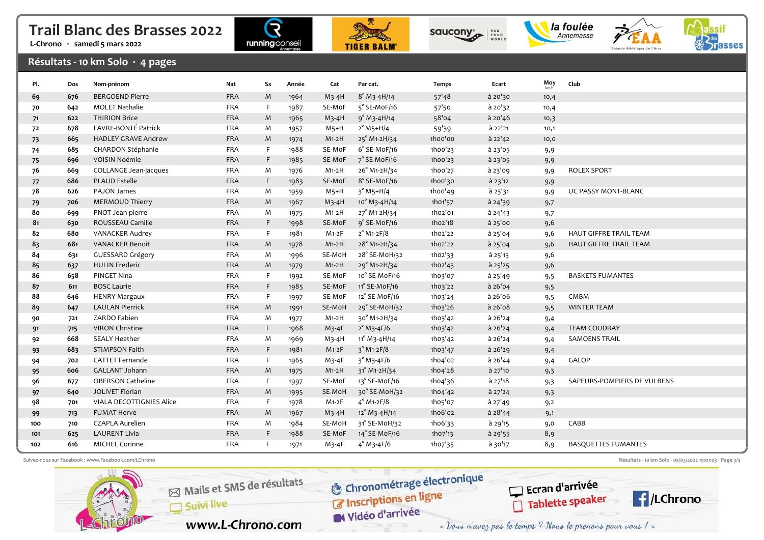# Trail Blanc des Brasses 2022

L-Chrono · samedi 5 mars 2022

## Résultats - 10 km Solo · 4 pages

| Pl. | Dos | Nom-prénom | Nat | Sx | Année | Cat | Par cat. | Temps | Ecart | Moy km/h | Club |
|---|---|---|---|---|---|---|---|---|---|---|---|
| 69 | 676 | BERGOEND Pierre | FRA | M | 1964 | M3-4H | 8° M3-4H/14 | 57'48 | à 20'30 | 10,4 | |
| 70 | 642 | MOLET Nathalie | FRA | F | 1987 | SE-MoF | 5° SE-MoF/16 | 57'50 | à 20'32 | 10,4 | |
| 71 | 622 | THIRION Brice | FRA | M | 1965 | M3-4H | 9° M3-4H/14 | 58'04 | à 20'46 | 10,3 | |
| 72 | 678 | FAVRE-BONTÉ Patrick | FRA | M | 1957 | M5+H | 2° M5+H/4 | 59'39 | à 22'21 | 10,1 | |
| 73 | 665 | HADLEY GRAVE Andrew | FRA | M | 1974 | M1-2H | 25° M1-2H/34 | 1h00'00 | à 22'42 | 10,0 | |
| 74 | 685 | CHARDON Stéphanie | FRA | F | 1988 | SE-MoF | 6° SE-MoF/16 | 1h00'23 | à 23'05 | 9,9 | |
| 75 | 696 | VOISIN Noémie | FRA | F | 1985 | SE-MoF | 7° SE-MoF/16 | 1h00'23 | à 23'05 | 9,9 | |
| 76 | 669 | COLLANGE Jean-jacques | FRA | M | 1976 | M1-2H | 26° M1-2H/34 | 1h00'27 | à 23'09 | 9,9 | ROLEX SPORT |
| 77 | 686 | PLAUD Estelle | FRA | F | 1983 | SE-MoF | 8° SE-MoF/16 | 1h00'30 | à 23'12 | 9,9 | |
| 78 | 626 | PAJON James | FRA | M | 1959 | M5+H | 3° M5+H/4 | 1h00'49 | à 23'31 | 9,9 | UC PASSY MONT-BLANC |
| 79 | 706 | MERMOUD Thierry | FRA | M | 1967 | M3-4H | 10° M3-4H/14 | 1h01'57 | à 24'39 | 9,7 | |
| 80 | 699 | PNOT Jean-pierre | FRA | M | 1975 | M1-2H | 27° M1-2H/34 | 1h02'01 | à 24'43 | 9,7 | |
| 81 | 630 | ROUSSEAU Camille | FRA | F | 1998 | SE-MoF | 9° SE-MoF/16 | 1h02'18 | à 25'00 | 9,6 | |
| 82 | 680 | VANACKER Audrey | FRA | F | 1981 | M1-2F | 2° M1-2F/8 | 1h02'22 | à 25'04 | 9,6 | HAUT GIFFRE TRAIL TEAM |
| 83 | 681 | VANACKER Benoit | FRA | M | 1978 | M1-2H | 28° M1-2H/34 | 1h02'22 | à 25'04 | 9,6 | HAUT GIFFRE TRAIL TEAM |
| 84 | 631 | GUESSARD Grégory | FRA | M | 1996 | SE-MoH | 28° SE-MoH/32 | 1h02'33 | à 25'15 | 9,6 | |
| 85 | 637 | HULIN Frederic | FRA | M | 1979 | M1-2H | 29° M1-2H/34 | 1h02'43 | à 25'25 | 9,6 | |
| 86 | 658 | PINGET Nina | FRA | F | 1992 | SE-MoF | 10° SE-MoF/16 | 1h03'07 | à 25'49 | 9,5 | BASKETS FUMANTES |
| 87 | 611 | BOSC Laurie | FRA | F | 1985 | SE-MoF | 11° SE-MoF/16 | 1h03'22 | à 26'04 | 9,5 | |
| 88 | 646 | HENRY Margaux | FRA | F | 1997 | SE-MoF | 12° SE-MoF/16 | 1h03'24 | à 26'06 | 9,5 | CMBM |
| 89 | 647 | LAULAN Pierrick | FRA | M | 1991 | SE-MoH | 29° SE-MoH/32 | 1h03'26 | à 26'08 | 9,5 | WINTER TEAM |
| 90 | 721 | ZARDO Fabien | FRA | M | 1977 | M1-2H | 30° M1-2H/34 | 1h03'42 | à 26'24 | 9,4 | |
| 91 | 715 | VIRON Christine | FRA | F | 1968 | M3-4F | 2° M3-4F/6 | 1h03'42 | à 26'24 | 9,4 | TEAM COUDRAY |
| 92 | 668 | SEALY Heather | FRA | M | 1969 | M3-4H | 11° M3-4H/14 | 1h03'42 | à 26'24 | 9,4 | SAMOENS TRAIL |
| 93 | 683 | STIMPSON Faith | FRA | F | 1981 | M1-2F | 3° M1-2F/8 | 1h03'47 | à 26'29 | 9,4 | |
| 94 | 702 | CATTET Fernande | FRA | F | 1965 | M3-4F | 3° M3-4F/6 | 1h04'02 | à 26'44 | 9,4 | GALOP |
| 95 | 606 | GALLANT Johann | FRA | M | 1975 | M1-2H | 31° M1-2H/34 | 1h04'28 | à 27'10 | 9,3 | |
| 96 | 677 | OBERSON Catheline | FRA | F | 1997 | SE-MoF | 13° SE-MoF/16 | 1h04'36 | à 27'18 | 9,3 | SAPEURS-POMPIERS DE VULBENS |
| 97 | 640 | JOLIVET Florian | FRA | M | 1995 | SE-MoH | 30° SE-MoH/32 | 1h04'42 | à 27'24 | 9,3 | |
| 98 | 701 | VIALA DECOTTIGNIES Alice | FRA | F | 1978 | M1-2F | 4° M1-2F/8 | 1h05'07 | à 27'49 | 9,2 | |
| 99 | 713 | FUMAT Herve | FRA | M | 1967 | M3-4H | 12° M3-4H/14 | 1h06'02 | à 28'44 | 9,1 | |
| 100 | 710 | CZAPLA Aurelien | FRA | M | 1984 | SE-MoH | 31° SE-MoH/32 | 1h06'33 | à 29'15 | 9,0 | CABB |
| 101 | 625 | LAURENT Livia | FRA | F | 1988 | SE-MoF | 14° SE-MoF/16 | 1h07'13 | à 29'55 | 8,9 | |
| 102 | 616 | MICHEL Corinne | FRA | F | 1971 | M3-4F | 4° M3-4F/6 | 1h07'35 | à 30'17 | 8,9 | BASQUETTES FUMANTES |

Suivez-nous sur Facebook : www.Facebook.com/LChrono

Résultats - 10 km Solo · 05/03/2022 19:01:03

Mails et SMS de résultats · Suivi live · www.L-Chrono.com · Chronométrage électronique · Inscriptions en ligne · Vidéo d'arrivée · Ecran d'arrivée · Tablette speaker · /LChrono

« Vous n'avez pas le temps ? Nous le prenons pour vous ! »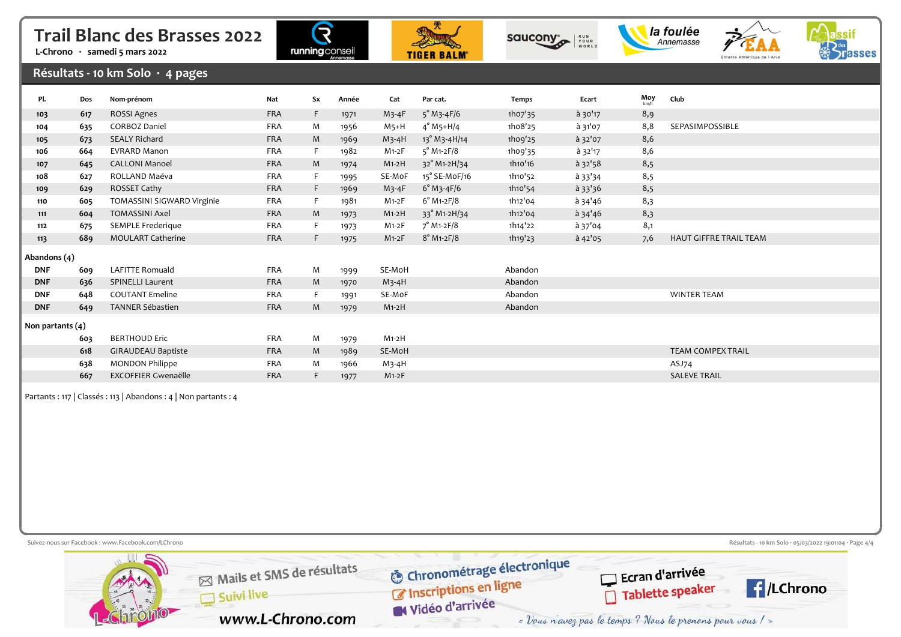# Trail Blanc des Brasses 2022

L-Chrono · samedi 5 mars 2022

## Résultats - 10 km Solo · 4 pages

| Pl. | Dos | Nom-prénom | Nat | Sx | Année | Cat | Par cat. | Temps | Ecart | Moy km/h | Club |
|---|---|---|---|---|---|---|---|---|---|---|---|
| 103 | 617 | ROSSI Agnes | FRA | F | 1971 | M3-4F | 5° M3-4F/6 | 1h07'35 | à 30'17 | 8,9 | |
| 104 | 635 | CORBOZ Daniel | FRA | M | 1956 | M5+H | 4° M5+H/4 | 1h08'25 | à 31'07 | 8,8 | SEPASIMPOSSIBLE |
| 105 | 673 | SEALY Richard | FRA | M | 1969 | M3-4H | 13° M3-4H/14 | 1h09'25 | à 32'07 | 8,6 | |
| 106 | 664 | EVRARD Manon | FRA | F | 1982 | M1-2F | 5° M1-2F/8 | 1h09'35 | à 32'17 | 8,6 | |
| 107 | 645 | CALLONI Manoel | FRA | M | 1974 | M1-2H | 32° M1-2H/34 | 1h10'16 | à 32'58 | 8,5 | |
| 108 | 627 | ROLLAND Maéva | FRA | F | 1995 | SE-M0F | 15° SE-M0F/16 | 1h10'52 | à 33'34 | 8,5 | |
| 109 | 629 | ROSSET Cathy | FRA | F | 1969 | M3-4F | 6° M3-4F/6 | 1h10'54 | à 33'36 | 8,5 | |
| 110 | 605 | TOMASSINI SIGWARD Virginie | FRA | F | 1981 | M1-2F | 6° M1-2F/8 | 1h12'04 | à 34'46 | 8,3 | |
| 111 | 604 | TOMASSINI Axel | FRA | M | 1973 | M1-2H | 33° M1-2H/34 | 1h12'04 | à 34'46 | 8,3 | |
| 112 | 675 | SEMPLE Frederique | FRA | F | 1973 | M1-2F | 7° M1-2F/8 | 1h14'22 | à 37'04 | 8,1 | |
| 113 | 689 | MOULART Catherine | FRA | F | 1975 | M1-2F | 8° M1-2F/8 | 1h19'23 | à 42'05 | 7,6 | HAUT GIFFRE TRAIL TEAM |

**Abandons (4)**

| Pl. | Dos | Nom-prénom | Nat | Sx | Année | Cat | Par cat. | Temps | Ecart | Moy km/h | Club |
|---|---|---|---|---|---|---|---|---|---|---|---|
| DNF | 609 | LAFITTE Romuald | FRA | M | 1999 | SE-M0H | | Abandon | | | |
| DNF | 636 | SPINELLI Laurent | FRA | M | 1970 | M3-4H | | Abandon | | | |
| DNF | 648 | COUTANT Emeline | FRA | F | 1991 | SE-M0F | | Abandon | | | WINTER TEAM |
| DNF | 649 | TANNER Sébastien | FRA | M | 1979 | M1-2H | | Abandon | | | |

**Non partants (4)**

| Pl. | Dos | Nom-prénom | Nat | Sx | Année | Cat | Par cat. | Temps | Ecart | Moy km/h | Club |
|---|---|---|---|---|---|---|---|---|---|---|---|
| | 603 | BERTHOUD Eric | FRA | M | 1979 | M1-2H | | | | | |
| | 618 | GIRAUDEAU Baptiste | FRA | M | 1989 | SE-M0H | | | | | TEAM COMPEX TRAIL |
| | 638 | MONDON Philippe | FRA | M | 1966 | M3-4H | | | | | ASJ74 |
| | 667 | EXCOFFIER Gwenaëlle | FRA | F | 1977 | M1-2F | | | | | SALEVE TRAIL |

Partants : 117 | Classés : 113 | Abandons : 4 | Non partants : 4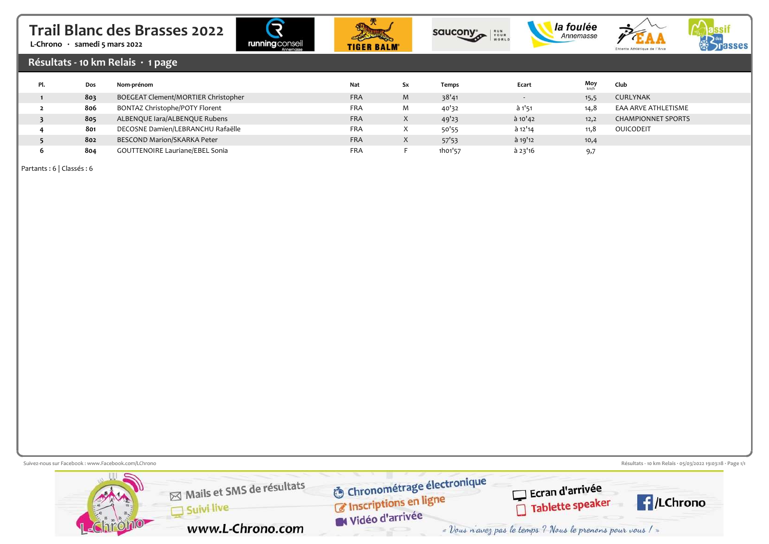# Trail Blanc des Brasses 2022

L-Chrono · samedi 5 mars 2022

## Résultats - 10 km Relais · 1 page

| Pl. | Dos | Nom-prénom | Nat | Sx | Temps | Ecart | Moy km/h | Club |
|---|---|---|---|---|---|---|---|---|
| 1 | 803 | BOEGEAT Clement/MORTIER Christopher | FRA | M | 38'41 | - | 15,5 | CURLYNAK |
| 2 | 806 | BONTAZ Christophe/POTY Florent | FRA | M | 40'32 | à 1'51 | 14,8 | EAA ARVE ATHLETISME |
| 3 | 805 | ALBENQUE Iara/ALBENQUE Rubens | FRA | X | 49'23 | à 10'42 | 12,2 | CHAMPIONNET SPORTS |
| 4 | 801 | DECOSNE Damien/LEBRANCHU Rafaëlle | FRA | X | 50'55 | à 12'14 | 11,8 | OUICODEIT |
| 5 | 802 | BESCOND Marion/SKARKA Peter | FRA | X | 57'53 | à 19'12 | 10,4 | |
| 6 | 804 | GOUTTENOIRE Lauriane/EBEL Sonia | FRA | F | 1h01'57 | à 23'16 | 9,7 | |

Partants : 6 | Classés : 6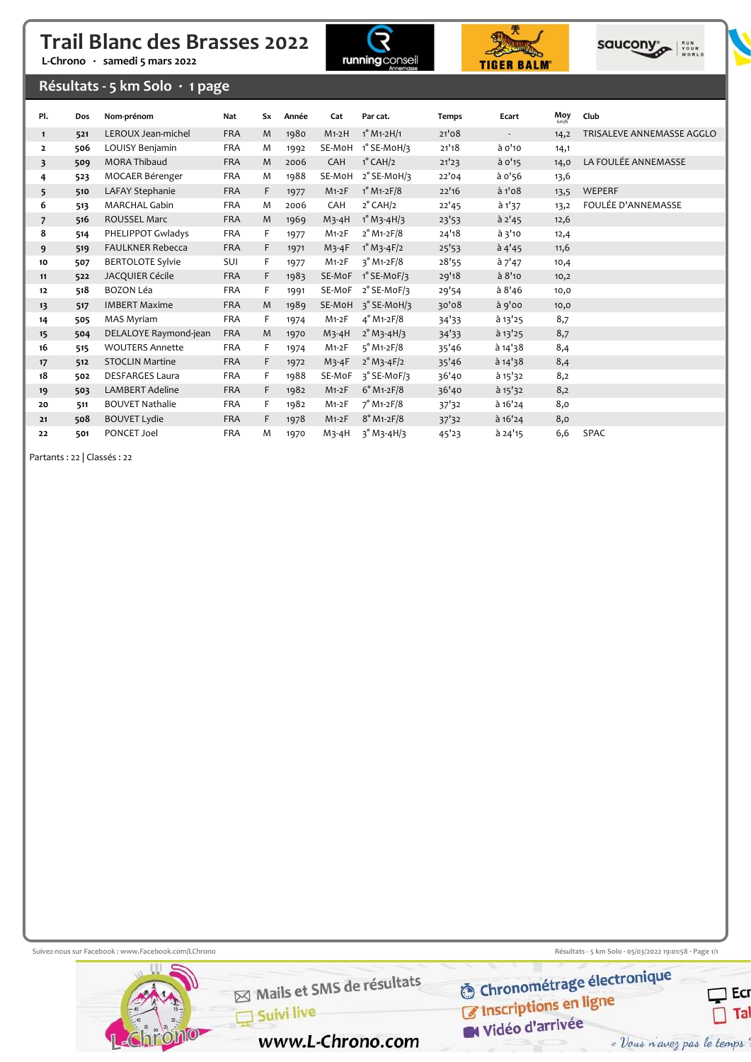# Trail Blanc des Brasses 2022

**L-Chrono · samedi 5 mars 2022**

## Résultats - 5 km Solo · 1 page

| Pl. | Dos | Nom-prénom | Nat | Sx | Année | Cat | Par cat. | Temps | Ecart | Moy km/h | Club |
|---|---|---|---|---|---|---|---|---|---|---|---|
| 1 | 521 | LEROUX Jean-michel | FRA | M | 1980 | M1-2H | 1° M1-2H/1 | 21'08 | - | 14,2 | TRISALEVE ANNEMASSE AGGLO |
| 2 | 506 | LOUISY Benjamin | FRA | M | 1992 | SE-MoH | 1° SE-MoH/3 | 21'18 | à 0'10 | 14,1 | |
| 3 | 509 | MORA Thibaud | FRA | M | 2006 | CAH | 1° CAH/2 | 21'23 | à 0'15 | 14,0 | LA FOULÉE ANNEMASSE |
| 4 | 523 | MOCAER Bérenger | FRA | M | 1988 | SE-MoH | 2° SE-MoH/3 | 22'04 | à 0'56 | 13,6 | |
| 5 | 510 | LAFAY Stephanie | FRA | F | 1977 | M1-2F | 1° M1-2F/8 | 22'16 | à 1'08 | 13,5 | WEPERF |
| 6 | 513 | MARCHAL Gabin | FRA | M | 2006 | CAH | 2° CAH/2 | 22'45 | à 1'37 | 13,2 | FOULÉE D'ANNEMASSE |
| 7 | 516 | ROUSSEL Marc | FRA | M | 1969 | M3-4H | 1° M3-4H/3 | 23'53 | à 2'45 | 12,6 | |
| 8 | 514 | PHELIPPOT Gwladys | FRA | F | 1977 | M1-2F | 2° M1-2F/8 | 24'18 | à 3'10 | 12,4 | |
| 9 | 519 | FAULKNER Rebecca | FRA | F | 1971 | M3-4F | 1° M3-4F/2 | 25'53 | à 4'45 | 11,6 | |
| 10 | 507 | BERTOLOTE Sylvie | SUI | F | 1977 | M1-2F | 3° M1-2F/8 | 28'55 | à 7'47 | 10,4 | |
| 11 | 522 | JACQUIER Cécile | FRA | F | 1983 | SE-MoF | 1° SE-MoF/3 | 29'18 | à 8'10 | 10,2 | |
| 12 | 518 | BOZON Léa | FRA | F | 1991 | SE-MoF | 2° SE-MoF/3 | 29'54 | à 8'46 | 10,0 | |
| 13 | 517 | IMBERT Maxime | FRA | M | 1989 | SE-MoH | 3° SE-MoH/3 | 30'08 | à 9'00 | 10,0 | |
| 14 | 505 | MAS Myriam | FRA | F | 1974 | M1-2F | 4° M1-2F/8 | 34'33 | à 13'25 | 8,7 | |
| 15 | 504 | DELALOYE Raymond-jean | FRA | M | 1970 | M3-4H | 2° M3-4H/3 | 34'33 | à 13'25 | 8,7 | |
| 16 | 515 | WOUTERS Annette | FRA | F | 1974 | M1-2F | 5° M1-2F/8 | 35'46 | à 14'38 | 8,4 | |
| 17 | 512 | STOCLIN Martine | FRA | F | 1972 | M3-4F | 2° M3-4F/2 | 35'46 | à 14'38 | 8,4 | |
| 18 | 502 | DESFARGES Laura | FRA | F | 1988 | SE-MoF | 3° SE-MoF/3 | 36'40 | à 15'32 | 8,2 | |
| 19 | 503 | LAMBERT Adeline | FRA | F | 1982 | M1-2F | 6° M1-2F/8 | 36'40 | à 15'32 | 8,2 | |
| 20 | 511 | BOUVET Nathalie | FRA | F | 1982 | M1-2F | 7° M1-2F/8 | 37'32 | à 16'24 | 8,0 | |
| 21 | 508 | BOUVET Lydie | FRA | F | 1978 | M1-2F | 8° M1-2F/8 | 37'32 | à 16'24 | 8,0 | |
| 22 | 501 | PONCET Joel | FRA | M | 1970 | M3-4H | 3° M3-4H/3 | 45'23 | à 24'15 | 6,6 | SPAC |

Partants : 22 | Classés : 22